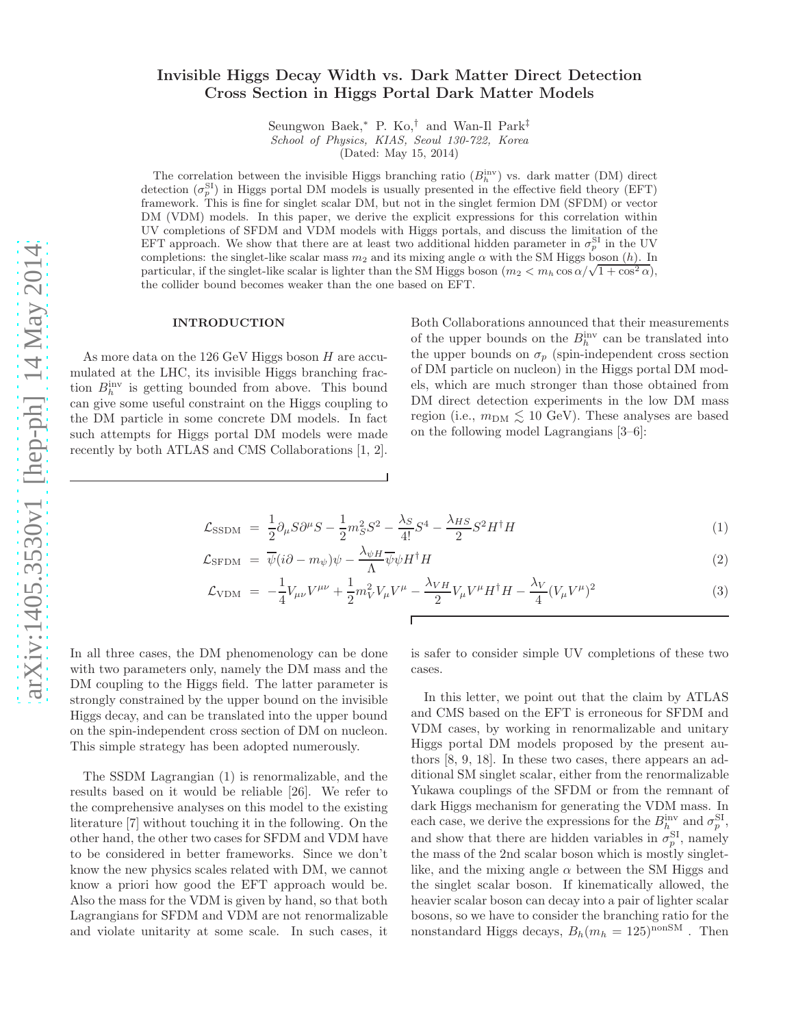# Invisible Higgs Decay Width vs. Dark Matter Direct Detection Cross Section in Higgs Portal Dark Matter Models

Seungwon Baek,* P. Ko,† and Wan-Il Park‡

*School of Physics, KIAS, Seoul 130-722, Korea*

(Dated: May 15, 2014)

The correlation between the invisible Higgs branching ratio ($B_h^{\rm inv}$) vs. dark matter (DM) direct detection ($\sigma_p^{\rm SI}$) in Higgs portal DM models is usually presented in the effective field theory (EFT) framework. This is fine for singlet scalar DM, but not in the singlet fermion DM (SFDM) or vector DM (VDM) models. In this paper, we derive the explicit expressions for this correlation within UV completions of SFDM and VDM models with Higgs portals, and discuss the limitation of the EFT approach. We show that there are at least two additional hidden parameter in $\sigma_p^{\rm SI}$ in the UV completions: the singlet-like scalar mass $m_2$ and its mixing angle $\alpha$ with the SM Higgs boson ($h$). In particular, if the singlet-like scalar is lighter than the SM Higgs boson ($m_2 < m_h \cos\alpha/\sqrt{1+\cos^2\alpha}$), the collider bound becomes weaker than the one based on EFT.

## INTRODUCTION

As more data on the 126 GeV Higgs boson $H$ are accumulated at the LHC, its invisible Higgs branching fraction $B_h^{\rm inv}$ is getting bounded from above. This bound can give some useful constraint on the Higgs coupling to the DM particle in some concrete DM models. In fact such attempts for Higgs portal DM models were made recently by both ATLAS and CMS Collaborations [1, 2]. Both Collaborations announced that their measurements of the upper bounds on the $B_h^{\rm inv}$ can be translated into the upper bounds on $\sigma_p$ (spin-independent cross section of DM particle on nucleon) in the Higgs portal DM models, which are much stronger than those obtained from DM direct detection experiments in the low DM mass region (i.e., $m_{\rm DM} \lesssim 10$ GeV). These analyses are based on the following model Lagrangians [3–6]:

$$\mathcal{L}_{\rm SSDM} = \frac{1}{2}\partial_\mu S \partial^\mu S - \frac{1}{2} m_S^2 S^2 - \frac{\lambda_S}{4!} S^4 - \frac{\lambda_{HS}}{2} S^2 H^\dagger H \tag{1}$$

$$\mathcal{L}_{\rm SFDM} = \overline{\psi}(i\partial - m_\psi)\psi - \frac{\lambda_{\psi H}}{\Lambda}\overline{\psi}\psi H^\dagger H \tag{2}$$

$$\mathcal{L}_{\rm VDM} = -\frac{1}{4} V_{\mu\nu}V^{\mu\nu} + \frac{1}{2} m_V^2 V_\mu V^\mu - \frac{\lambda_{VH}}{2} V_\mu V^\mu H^\dagger H - \frac{\lambda_V}{4}(V_\mu V^\mu)^2 \tag{3}$$

In all three cases, the DM phenomenology can be done with two parameters only, namely the DM mass and the DM coupling to the Higgs field. The latter parameter is strongly constrained by the upper bound on the invisible Higgs decay, and can be translated into the upper bound on the spin-independent cross section of DM on nucleon. This simple strategy has been adopted numerously.

The SSDM Lagrangian (1) is renormalizable, and the results based on it would be reliable [26]. We refer to the comprehensive analyses on this model to the existing literature [7] without touching it in the following. On the other hand, the other two cases for SFDM and VDM have to be considered in better frameworks. Since we don't know the new physics scales related with DM, we cannot know a priori how good the EFT approach would be. Also the mass for the VDM is given by hand, so that both Lagrangians for SFDM and VDM are not renormalizable and violate unitarity at some scale. In such cases, it is safer to consider simple UV completions of these two cases.

In this letter, we point out that the claim by ATLAS and CMS based on the EFT is erroneous for SFDM and VDM cases, by working in renormalizable and unitary Higgs portal DM models proposed by the present authors [8, 9, 18]. In these two cases, there appears an additional SM singlet scalar, either from the renormalizable Yukawa couplings of the SFDM or from the remnant of dark Higgs mechanism for generating the VDM mass. In each case, we derive the expressions for the $B_h^{\rm inv}$ and $\sigma_p^{\rm SI}$, and show that there are hidden variables in $\sigma_p^{\rm SI}$, namely the mass of the 2nd scalar boson which is mostly singlet-like, and the mixing angle $\alpha$ between the SM Higgs and the singlet scalar boson. If kinematically allowed, the heavier scalar boson can decay into a pair of lighter scalar bosons, so we have to consider the branching ratio for the nonstandard Higgs decays, $B_h(m_h = 125)^{\rm nonSM}$ . Then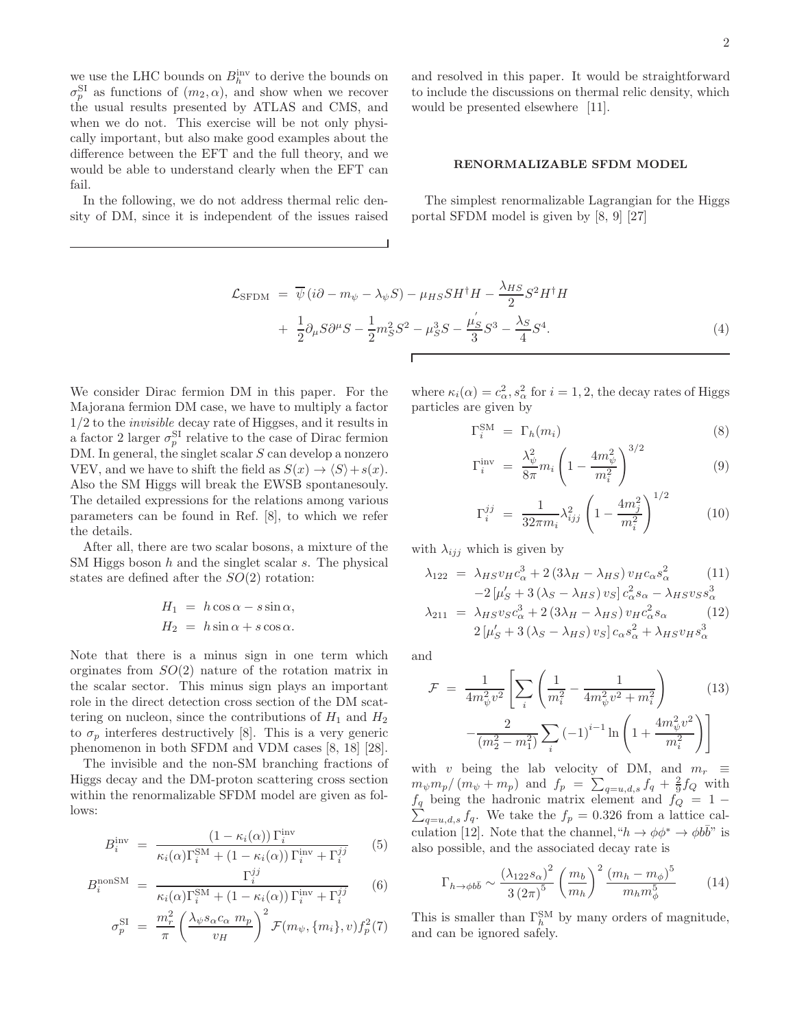we use the LHC bounds on $B_h^{\rm inv}$ to derive the bounds on $\sigma_p^{\rm SI}$ as functions of $(m_2, \alpha)$, and show when we recover the usual results presented by ATLAS and CMS, and when we do not. This exercise will be not only physically important, but also make good examples about the difference between the EFT and the full theory, and we would be able to understand clearly when the EFT can fail.

In the following, we do not address thermal relic density of DM, since it is independent of the issues raised and resolved in this paper. It would be straightforward to include the discussions on thermal relic density, which would be presented elsewhere [11].

## RENORMALIZABLE SFDM MODEL

The simplest renormalizable Lagrangian for the Higgs portal SFDM model is given by [8, 9] [27]

$$\begin{aligned}\mathcal{L}_{\rm SFDM} &= \overline{\psi}\left(i\partial - m_\psi - \lambda_\psi S\right) - \mu_{HS} S H^\dagger H - \frac{\lambda_{HS}}{2} S^2 H^\dagger H \\ &+ \frac{1}{2}\partial_\mu S \partial^\mu S - \frac{1}{2} m_S^2 S^2 - \mu_S^3 S - \frac{\mu_S^{'}}{3} S^3 - \frac{\lambda_S}{4} S^4. \end{aligned} \tag{4}$$

We consider Dirac fermion DM in this paper. For the Majorana fermion DM case, we have to multiply a factor 1/2 to the *invisible* decay rate of Higgses, and it results in a factor 2 larger $\sigma_p^{\rm SI}$ relative to the case of Dirac fermion DM. In general, the singlet scalar $S$ can develop a nonzero VEV, and we have to shift the field as $S(x) \to \langle S \rangle + s(x)$. Also the SM Higgs will break the EWSB spontanesouly. The detailed expressions for the relations among various parameters can be found in Ref. [8], to which we refer the details.

After all, there are two scalar bosons, a mixture of the SM Higgs boson $h$ and the singlet scalar $s$. The physical states are defined after the $SO(2)$ rotation:

$$\begin{aligned} H_1 &= h\cos\alpha - s\sin\alpha, \\ H_2 &= h\sin\alpha + s\cos\alpha. \end{aligned}$$

Note that there is a minus sign in one term which orginates from $SO(2)$ nature of the rotation matrix in the scalar sector. This minus sign plays an important role in the direct detection cross section of the DM scattering on nucleon, since the contributions of $H_1$ and $H_2$ to $\sigma_p$ interferes destructively [8]. This is a very generic phenomenon in both SFDM and VDM cases [8, 18] [28].

The invisible and the non-SM branching fractions of Higgs decay and the DM-proton scattering cross section within the renormalizable SFDM model are given as follows:

$$B_i^{\rm inv} = \frac{(1-\kappa_i(\alpha))\,\Gamma_i^{\rm inv}}{\kappa_i(\alpha)\Gamma_i^{\rm SM} + (1-\kappa_i(\alpha))\,\Gamma_i^{\rm inv} + \Gamma_i^{jj}} \tag{5}$$

$$B_i^{\rm nonSM} = \frac{\Gamma_i^{jj}}{\kappa_i(\alpha)\Gamma_i^{\rm SM} + (1-\kappa_i(\alpha))\,\Gamma_i^{\rm inv} + \Gamma_i^{jj}} \tag{6}$$

$$\sigma_p^{\rm SI} = \frac{m_r^2}{\pi}\left(\frac{\lambda_\psi s_\alpha c_\alpha\, m_p}{v_H}\right)^2 \mathcal{F}(m_\psi, \{m_i\}, v) f_p^2 \tag{7}$$

where $\kappa_i(\alpha) = c_\alpha^2, s_\alpha^2$ for $i = 1, 2$, the decay rates of Higgs particles are given by

$$\Gamma_i^{\rm SM} = \Gamma_h(m_i) \tag{8}$$

$$\Gamma_i^{\rm inv} = \frac{\lambda_\psi^2}{8\pi} m_i \left(1 - \frac{4m_\psi^2}{m_i^2}\right)^{3/2} \tag{9}$$

$$\Gamma_i^{jj} = \frac{1}{32\pi m_i}\lambda_{ijj}^2\left(1 - \frac{4m_j^2}{m_i^2}\right)^{1/2} \tag{10}$$

with $\lambda_{ijj}$ which is given by

$$\begin{aligned}\lambda_{122} &= \lambda_{HS} v_H c_\alpha^3 + 2\left(3\lambda_H - \lambda_{HS}\right) v_H c_\alpha s_\alpha^2 \\ &\quad -2\left[\mu_S' + 3\left(\lambda_S - \lambda_{HS}\right) v_S\right] c_\alpha^2 s_\alpha - \lambda_{HS} v_S s_\alpha^3 \end{aligned} \tag{11}$$

$$\begin{aligned}\lambda_{211} &= \lambda_{HS} v_S c_\alpha^3 + 2\left(3\lambda_H - \lambda_{HS}\right) v_H c_\alpha^2 s_\alpha \\ &\quad 2\left[\mu_S' + 3\left(\lambda_S - \lambda_{HS}\right) v_S\right] c_\alpha s_\alpha^2 + \lambda_{HS} v_H s_\alpha^3 \end{aligned} \tag{12}$$

and

$$\begin{aligned}\mathcal{F} &= \frac{1}{4m_\psi^2 v^2}\left[\sum_i \left(\frac{1}{m_i^2} - \frac{1}{4m_\psi^2 v^2 + m_i^2}\right)\right. \\ &\quad \left. - \frac{2}{(m_2^2 - m_1^2)}\sum_i (-1)^{i-1} \ln\left(1 + \frac{4m_\psi^2 v^2}{m_i^2}\right)\right] \end{aligned} \tag{13}$$

with $v$ being the lab velocity of DM, and $m_r \equiv m_\psi m_p/(m_\psi + m_p)$ and $f_p = \sum_{q=u,d,s} f_q + \frac{2}{9} f_Q$ with $f_q$ being the hadronic matrix element and $f_Q = 1 - \sum_{q=u,d,s} f_q$. We take the $f_p = 0.326$ from a lattice calculation [12]. Note that the channel,"$h \to \phi\phi^* \to \phi b\bar{b}$" is also possible, and the associated decay rate is

$$\Gamma_{h\to\phi b\bar{b}} \sim \frac{(\lambda_{122} s_\alpha)^2}{3\,(2\pi)^5}\left(\frac{m_b}{m_h}\right)^2 \frac{(m_h - m_\phi)^5}{m_h m_\phi^5} \tag{14}$$

This is smaller than $\Gamma_h^{\rm SM}$ by many orders of magnitude, and can be ignored safely.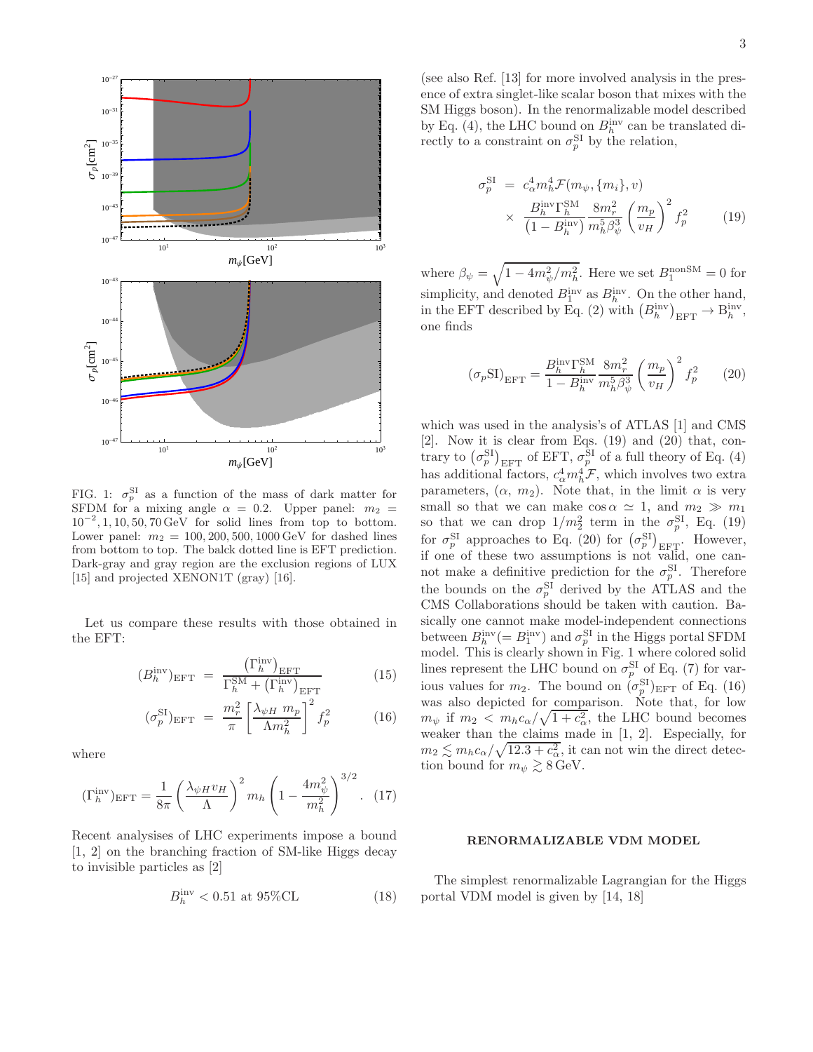FIG. 1: $\sigma_p^{\rm SI}$ as a function of the mass of dark matter for SFDM for a mixing angle $\alpha = 0.2$. Upper panel: $m_2 = 10^{-2}, 1, 10, 50, 70\,{\rm GeV}$ for solid lines from top to bottom. Lower panel: $m_2 = 100, 200, 500, 1000\,{\rm GeV}$ for dashed lines from bottom to top. The balck dotted line is EFT prediction. Dark-gray and gray region are the exclusion regions of LUX [15] and projected XENON1T (gray) [16].

Let us compare these results with those obtained in the EFT:

$$(B_h^{\rm inv})_{\rm EFT} = \frac{\left(\Gamma_h^{\rm inv}\right)_{\rm EFT}}{\Gamma_h^{\rm SM} + \left(\Gamma_h^{\rm inv}\right)_{\rm EFT}} \tag{15}$$

$$(\sigma_p^{\rm SI})_{\rm EFT} = \frac{m_r^2}{\pi}\left[\frac{\lambda_{\psi H}\, m_p}{\Lambda m_h^2}\right]^2 f_p^2 \tag{16}$$

where

$$(\Gamma_h^{\rm inv})_{\rm EFT} = \frac{1}{8\pi}\left(\frac{\lambda_{\psi H} v_H}{\Lambda}\right)^2 m_h \left(1 - \frac{4m_\psi^2}{m_h^2}\right)^{3/2}. \tag{17}$$

Recent analysises of LHC experiments impose a bound [1, 2] on the branching fraction of SM-like Higgs decay to invisible particles as [2]

$$B_h^{\rm inv} < 0.51 \text{ at } 95\%\text{CL} \tag{18}$$

(see also Ref. [13] for more involved analysis in the presence of extra singlet-like scalar boson that mixes with the SM Higgs boson). In the renormalizable model described by Eq. (4), the LHC bound on $B_h^{\rm inv}$ can be translated directly to a constraint on $\sigma_p^{\rm SI}$ by the relation,

$$\begin{aligned} \sigma_p^{\rm SI} &= c_\alpha^4 m_h^4 \mathcal{F}(m_\psi, \{m_i\}, v) \\ &\times \frac{B_h^{\rm inv}\Gamma_h^{\rm SM}}{(1 - B_h^{\rm inv})}\frac{8m_r^2}{m_h^5 \beta_\psi^3}\left(\frac{m_p}{v_H}\right)^2 f_p^2 \end{aligned} \tag{19}$$

where $\beta_\psi = \sqrt{1 - 4m_\psi^2/m_h^2}$. Here we set $B_1^{\rm nonSM} = 0$ for simplicity, and denoted $B_1^{\rm inv}$ as $B_h^{\rm inv}$. On the other hand, in the EFT described by Eq. (2) with $\left(B_h^{\rm inv}\right)_{\rm EFT} \to {\rm B}_h^{\rm inv}$, one finds

$$(\sigma_p {\rm SI})_{\rm EFT} = \frac{B_h^{\rm inv}\Gamma_h^{\rm SM}}{1 - B_h^{\rm inv}}\frac{8m_r^2}{m_h^5 \beta_\psi^3}\left(\frac{m_p}{v_H}\right)^2 f_p^2 \tag{20}$$

which was used in the analysis's of ATLAS [1] and CMS [2]. Now it is clear from Eqs. (19) and (20) that, contrary to $\left(\sigma_p^{\rm SI}\right)_{\rm EFT}$ of EFT, $\sigma_p^{\rm SI}$ of a full theory of Eq. (4) has additional factors, $c_\alpha^4 m_h^4 \mathcal{F}$, which involves two extra parameters, $(\alpha,\, m_2)$. Note that, in the limit $\alpha$ is very small so that we can make $\cos\alpha \simeq 1$, and $m_2 \gg m_1$ so that we can drop $1/m_2^2$ term in the $\sigma_p^{\rm SI}$, Eq. (19) for $\sigma_p^{\rm SI}$ approaches to Eq. (20) for $\left(\sigma_p^{\rm SI}\right)_{\rm EFT}$. However, if one of these two assumptions is not valid, one cannot make a definitive prediction for the $\sigma_p^{\rm SI}$. Therefore the bounds on the $\sigma_p^{\rm SI}$ derived by the ATLAS and the CMS Collaborations should be taken with caution. Basically one cannot make model-independent connections between $B_h^{\rm inv}(= B_1^{\rm inv})$ and $\sigma_p^{\rm SI}$ in the Higgs portal SFDM model. This is clearly shown in Fig. 1 where colored solid lines represent the LHC bound on $\sigma_p^{\rm SI}$ of Eq. (7) for various values for $m_2$. The bound on $(\sigma_p^{\rm SI})_{\rm EFT}$ of Eq. (16) was also depicted for comparison. Note that, for low $m_\psi$ if $m_2 < m_h c_\alpha/\sqrt{1 + c_\alpha^2}$, the LHC bound becomes weaker than the claims made in [1, 2]. Especially, for $m_2 \lesssim m_h c_\alpha/\sqrt{12.3 + c_\alpha^2}$, it can not win the direct detection bound for $m_\psi \gtrsim 8\,{\rm GeV}$.

## RENORMALIZABLE VDM MODEL

The simplest renormalizable Lagrangian for the Higgs portal VDM model is given by [14, 18]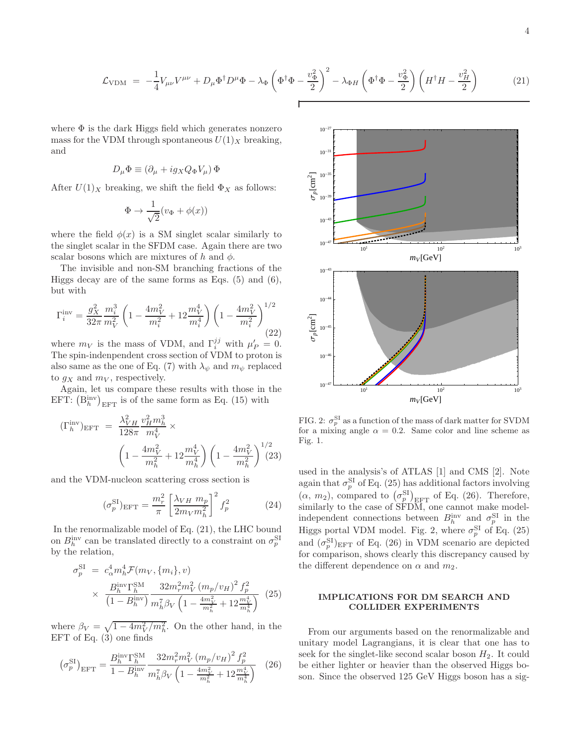$$\mathcal{L}_{\rm VDM} = -\frac{1}{4}V_{\mu\nu}V^{\mu\nu} + D_\mu\Phi^\dagger D^\mu\Phi - \lambda_\Phi\left(\Phi^\dagger\Phi - \frac{v_\Phi^2}{2}\right)^2 - \lambda_{\Phi H}\left(\Phi^\dagger\Phi - \frac{v_\Phi^2}{2}\right)\left(H^\dagger H - \frac{v_H^2}{2}\right) \tag{21}$$

where $\Phi$ is the dark Higgs field which generates nonzero mass for the VDM through spontaneous $U(1)_X$ breaking, and

$$D_\mu\Phi \equiv (\partial_\mu + i g_X Q_\Phi V_\mu)\,\Phi$$

After $U(1)_X$ breaking, we shift the field $\Phi_X$ as follows:

$$\Phi \rightarrow \frac{1}{\sqrt{2}}(v_\Phi + \phi(x))$$

where the field $\phi(x)$ is a SM singlet scalar similarly to the singlet scalar in the SFDM case. Again there are two scalar bosons which are mixtures of $h$ and $\phi$.

The invisible and non-SM branching fractions of the Higgs decay are of the same forms as Eqs. (5) and (6), but with

$$\Gamma_i^{\rm inv} = \frac{g_X^2}{32\pi}\frac{m_i^3}{m_V^2}\left(1 - \frac{4m_V^2}{m_i^2} + 12\frac{m_V^4}{m_i^4}\right)\left(1 - \frac{4m_V^2}{m_i^2}\right)^{1/2} \tag{22}$$

where $m_V$ is the mass of VDM, and $\Gamma_i^{jj}$ with $\mu'_P = 0$. The spin-indenpendent cross section of VDM to proton is also same as the one of Eq. (7) with $\lambda_\psi$ and $m_\psi$ replaced to $g_X$ and $m_V$, respectively.

Again, let us compare these results with those in the EFT: $\left(\mathrm{B}_h^{\rm inv}\right)_{\rm EFT}$ is of the same form as Eq. (15) with

$$\begin{aligned}(\Gamma_h^{\rm inv})_{\rm EFT} &= \frac{\lambda_{VH}^2}{128\pi}\frac{v_H^2 m_h^3}{m_V^4} \times \\ &\left(1 - \frac{4m_V^2}{m_h^2} + 12\frac{m_V^4}{m_h^4}\right)\left(1 - \frac{4m_V^2}{m_h^2}\right)^{1/2}\end{aligned} \tag{23}$$

and the VDM-nucleon scattering cross section is

$$(\sigma_p^{\rm SI})_{\rm EFT} = \frac{m_r^2}{\pi}\left[\frac{\lambda_{VH}\, m_p}{2 m_V m_h^2}\right]^2 f_p^2 \tag{24}$$

In the renormalizable model of Eq. (21), the LHC bound on $B_h^{\rm inv}$ can be translated directly to a constraint on $\sigma_p^{\rm SI}$ by the relation,

$$\begin{aligned}\sigma_p^{\rm SI} &= c_\alpha^4 m_h^4 \mathcal{F}(m_V, \{m_i\}, v) \\ &\times \frac{B_h^{\rm inv}\Gamma_h^{\rm SM}}{\left(1 - B_h^{\rm inv}\right)}\frac{32 m_r^2 m_V^2 \left(m_p/v_H\right)^2 f_p^2}{m_h^7 \beta_V \left(1 - \frac{4m_V^2}{m_h^2} + 12\frac{m_V^4}{m_h^4}\right)}\end{aligned} \tag{25}$$

where $\beta_V = \sqrt{1 - 4m_V^2/m_h^2}$. On the other hand, in the EFT of Eq. (3) one finds

$$\left(\sigma_p^{\rm SI}\right)_{\rm EFT} = \frac{B_h^{\rm inv}\Gamma_h^{\rm SM}}{1 - B_h^{\rm inv}}\frac{32 m_r^2 m_V^2 \left(m_p/v_H\right)^2 f_p^2}{m_h^7 \beta_V \left(1 - \frac{4m_V^2}{m_h^2} + 12\frac{m_V^4}{m_h^4}\right)} \tag{26}$$

FIG. 2: $\sigma_p^{\rm SI}$ as a function of the mass of dark matter for SVDM for a mixing angle $\alpha = 0.2$. Same color and line scheme as Fig. 1.

used in the analysis's of ATLAS [1] and CMS [2]. Note again that $\sigma_p^{\rm SI}$ of Eq. (25) has additional factors involving $(\alpha,\, m_2)$, compared to $\left(\sigma_p^{\rm SI}\right)_{\rm EFT}$ of Eq. (26). Therefore, similarly to the case of SFDM, one cannot make model-independent connections between $B_h^{\rm inv}$ and $\sigma_p^{\rm SI}$ in the Higgs portal VDM model. Fig. 2, where $\sigma_p^{\rm SI}$ of Eq. (25) and $(\sigma_p^{\rm SI})_{\rm EFT}$ of Eq. (26) in VDM scenario are depicted for comparison, shows clearly this discrepancy caused by the different dependence on $\alpha$ and $m_2$.

## IMPLICATIONS FOR DM SEARCH AND COLLIDER EXPERIMENTS

From our arguments based on the renormalizable and unitary model Lagrangians, it is clear that one has to seek for the singlet-like second scalar boson $H_2$. It could be either lighter or heavier than the observed Higgs boson. Since the observed 125 GeV Higgs boson has a sig-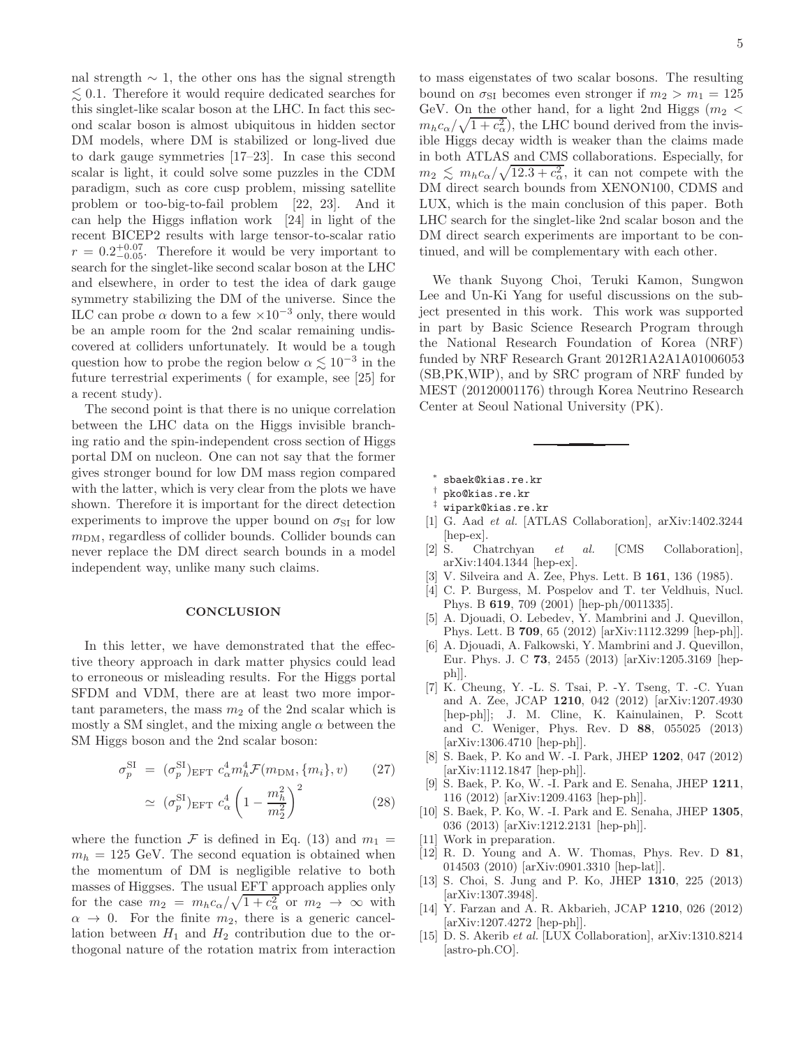nal strength $\sim 1$, the other ons has the signal strength $\lesssim 0.1$. Therefore it would require dedicated searches for this singlet-like scalar boson at the LHC. In fact this second scalar boson is almost ubiquitous in hidden sector DM models, where DM is stabilized or long-lived due to dark gauge symmetries [17–23]. In case this second scalar is light, it could solve some puzzles in the CDM paradigm, such as core cusp problem, missing satellite problem or too-big-to-fail problem [22, 23]. And it can help the Higgs inflation work [24] in light of the recent BICEP2 results with large tensor-to-scalar ratio $r = 0.2^{+0.07}_{-0.05}$. Therefore it would be very important to search for the singlet-like second scalar boson at the LHC and elsewhere, in order to test the idea of dark gauge symmetry stabilizing the DM of the universe. Since the ILC can probe $\alpha$ down to a few $\times 10^{-3}$ only, there would be an ample room for the 2nd scalar remaining undiscovered at colliders unfortunately. It would be a tough question how to probe the region below $\alpha \lesssim 10^{-3}$ in the future terrestrial experiments ( for example, see [25] for a recent study).

The second point is that there is no unique correlation between the LHC data on the Higgs invisible branching ratio and the spin-independent cross section of Higgs portal DM on nucleon. One can not say that the former gives stronger bound for low DM mass region compared with the latter, which is very clear from the plots we have shown. Therefore it is important for the direct detection experiments to improve the upper bound on $\sigma_{\rm SI}$ for low $m_{\rm DM}$, regardless of collider bounds. Collider bounds can never replace the DM direct search bounds in a model independent way, unlike many such claims.

## CONCLUSION

In this letter, we have demonstrated that the effective theory approach in dark matter physics could lead to erroneous or misleading results. For the Higgs portal SFDM and VDM, there are at least two more important parameters, the mass $m_2$ of the 2nd scalar which is mostly a SM singlet, and the mixing angle $\alpha$ between the SM Higgs boson and the 2nd scalar boson:

$$\sigma_p^{\rm SI} = (\sigma_p^{\rm SI})_{\rm EFT} \; c_\alpha^4 m_h^4 \mathcal{F}(m_{\rm DM}, \{m_i\}, v) \qquad (27)$$

$$\simeq (\sigma_p^{\rm SI})_{\rm EFT} \; c_\alpha^4 \left(1 - \frac{m_h^2}{m_2^2}\right)^2 \qquad (28)$$

where the function $\mathcal{F}$ is defined in Eq. (13) and $m_1 = m_h = 125$ GeV. The second equation is obtained when the momentum of DM is negligible relative to both masses of Higgses. The usual EFT approach applies only for the case $m_2 = m_h c_\alpha / \sqrt{1 + c_\alpha^2}$ or $m_2 \to \infty$ with $\alpha \to 0$. For the finite $m_2$, there is a generic cancellation between $H_1$ and $H_2$ contribution due to the orthogonal nature of the rotation matrix from interaction to mass eigenstates of two scalar bosons. The resulting bound on $\sigma_{\rm SI}$ becomes even stronger if $m_2 > m_1 = 125$ GeV. On the other hand, for a light 2nd Higgs ($m_2 < m_h c_\alpha / \sqrt{1 + c_\alpha^2}$), the LHC bound derived from the invisible Higgs decay width is weaker than the claims made in both ATLAS and CMS collaborations. Especially, for $m_2 \lesssim m_h c_\alpha / \sqrt{12.3 + c_\alpha^2}$, it can not compete with the DM direct search bounds from XENON100, CDMS and LUX, which is the main conclusion of this paper. Both LHC search for the singlet-like 2nd scalar boson and the DM direct search experiments are important to be continued, and will be complementary with each other.

We thank Suyong Choi, Teruki Kamon, Sungwon Lee and Un-Ki Yang for useful discussions on the subject presented in this work. This work was supported in part by Basic Science Research Program through the National Research Foundation of Korea (NRF) funded by NRF Research Grant 2012R1A2A1A01006053 (SB,PK,WIP), and by SRC program of NRF funded by MEST (20120001176) through Korea Neutrino Research Center at Seoul National University (PK).

---

[*] sbaek@kias.re.kr
[†] pko@kias.re.kr
[‡] wipark@kias.re.kr

- [1] G. Aad *et al.* [ATLAS Collaboration], arXiv:1402.3244 [hep-ex].
- [2] S. Chatrchyan *et al.* [CMS Collaboration], arXiv:1404.1344 [hep-ex].
- [3] V. Silveira and A. Zee, Phys. Lett. B **161**, 136 (1985).
- [4] C. P. Burgess, M. Pospelov and T. ter Veldhuis, Nucl. Phys. B **619**, 709 (2001) [hep-ph/0011335].
- [5] A. Djouadi, O. Lebedev, Y. Mambrini and J. Quevillon, Phys. Lett. B **709**, 65 (2012) [arXiv:1112.3299 [hep-ph]].
- [6] A. Djouadi, A. Falkowski, Y. Mambrini and J. Quevillon, Eur. Phys. J. C **73**, 2455 (2013) [arXiv:1205.3169 [hep-ph]].
- [7] K. Cheung, Y. -L. S. Tsai, P. -Y. Tseng, T. -C. Yuan and A. Zee, JCAP **1210**, 042 (2012) [arXiv:1207.4930 [hep-ph]]; J. M. Cline, K. Kainulainen, P. Scott and C. Weniger, Phys. Rev. D **88**, 055025 (2013) [arXiv:1306.4710 [hep-ph]].
- [8] S. Baek, P. Ko and W. -I. Park, JHEP **1202**, 047 (2012) [arXiv:1112.1847 [hep-ph]].
- [9] S. Baek, P. Ko, W. -I. Park and E. Senaha, JHEP **1211**, 116 (2012) [arXiv:1209.4163 [hep-ph]].
- [10] S. Baek, P. Ko, W. -I. Park and E. Senaha, JHEP **1305**, 036 (2013) [arXiv:1212.2131 [hep-ph]].
- [11] Work in preparation.
- [12] R. D. Young and A. W. Thomas, Phys. Rev. D **81**, 014503 (2010) [arXiv:0901.3310 [hep-lat]].
- [13] S. Choi, S. Jung and P. Ko, JHEP **1310**, 225 (2013) [arXiv:1307.3948].
- [14] Y. Farzan and A. R. Akbarieh, JCAP **1210**, 026 (2012) [arXiv:1207.4272 [hep-ph]].
- [15] D. S. Akerib *et al.* [LUX Collaboration], arXiv:1310.8214 [astro-ph.CO].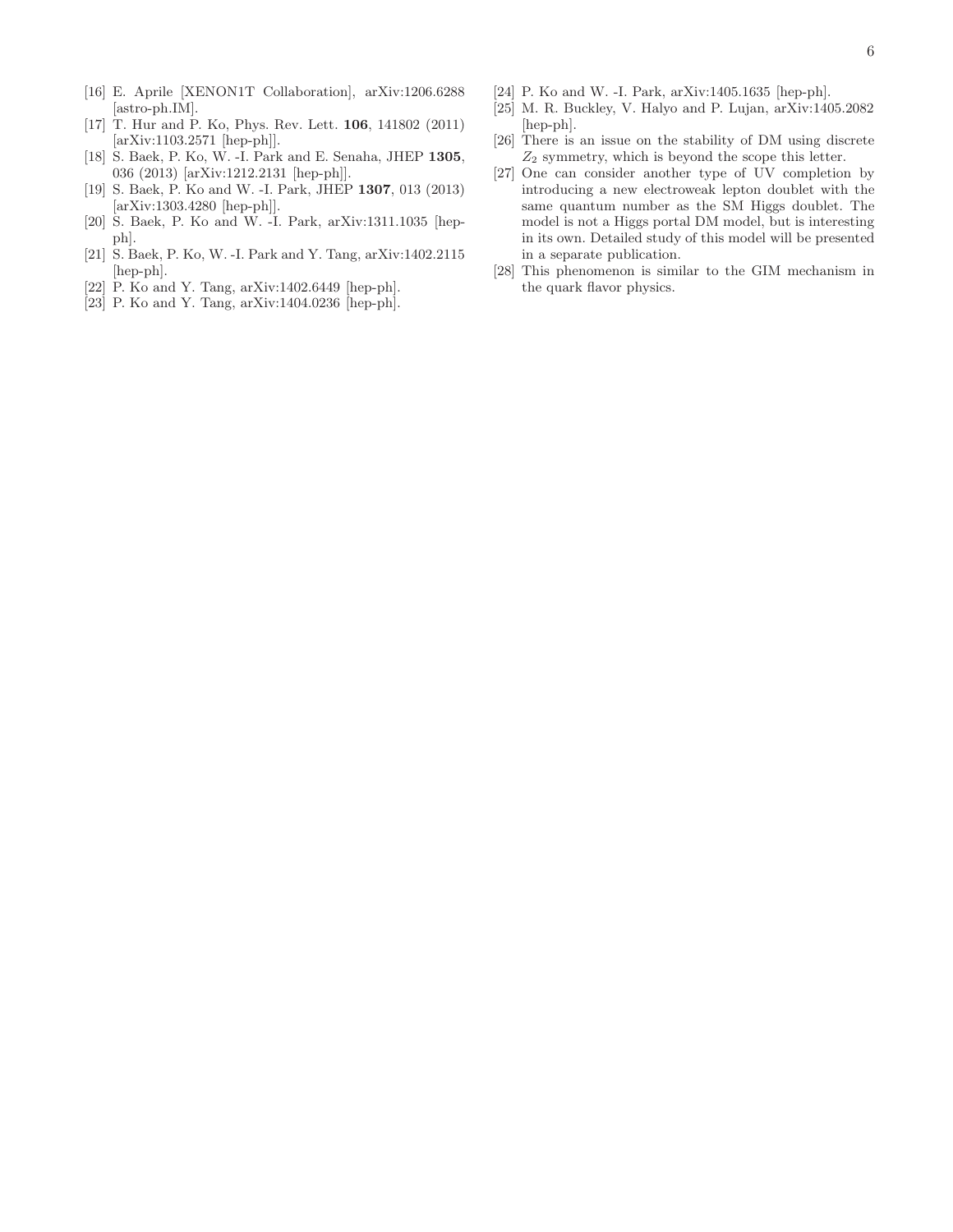[16] E. Aprile [XENON1T Collaboration], arXiv:1206.6288 [astro-ph.IM].

[17] T. Hur and P. Ko, Phys. Rev. Lett. **106**, 141802 (2011) [arXiv:1103.2571 [hep-ph]].

[18] S. Baek, P. Ko, W. -I. Park and E. Senaha, JHEP **1305**, 036 (2013) [arXiv:1212.2131 [hep-ph]].

[19] S. Baek, P. Ko and W. -I. Park, JHEP **1307**, 013 (2013) [arXiv:1303.4280 [hep-ph]].

[20] S. Baek, P. Ko and W. -I. Park, arXiv:1311.1035 [hep-ph].

[21] S. Baek, P. Ko, W. -I. Park and Y. Tang, arXiv:1402.2115 [hep-ph].

[22] P. Ko and Y. Tang, arXiv:1402.6449 [hep-ph].

[23] P. Ko and Y. Tang, arXiv:1404.0236 [hep-ph].

[24] P. Ko and W. -I. Park, arXiv:1405.1635 [hep-ph].

[25] M. R. Buckley, V. Halyo and P. Lujan, arXiv:1405.2082 [hep-ph].

[26] There is an issue on the stability of DM using discrete $Z_2$ symmetry, which is beyond the scope this letter.

[27] One can consider another type of UV completion by introducing a new electroweak lepton doublet with the same quantum number as the SM Higgs doublet. The model is not a Higgs portal DM model, but is interesting in its own. Detailed study of this model will be presented in a separate publication.

[28] This phenomenon is similar to the GIM mechanism in the quark flavor physics.